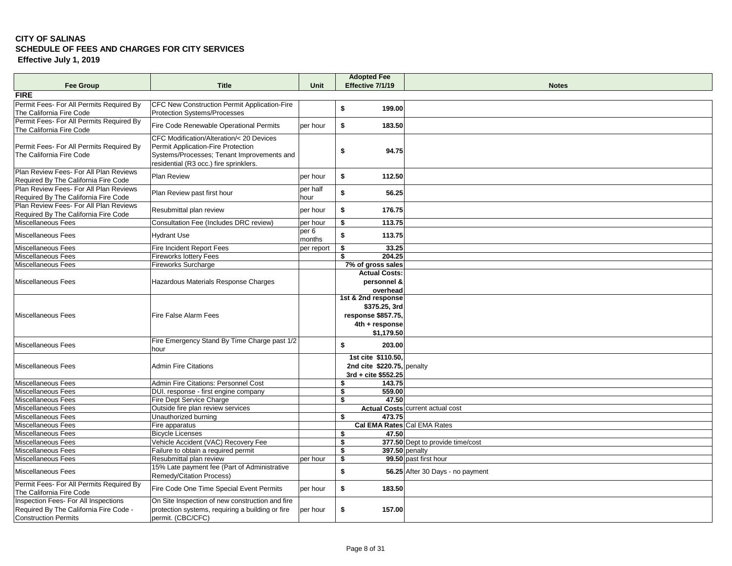**CITY OF SALINAS**
**SCHEDULE OF FEES AND CHARGES FOR CITY SERVICES**
**Effective July 1, 2019**

| Fee Group | Title | Unit | Adopted Fee Effective 7/1/19 | Notes |
|---|---|---|---|---|
| **FIRE** | | | | |
| Permit Fees- For All Permits Required By The California Fire Code | CFC New Construction Permit Application-Fire Protection Systems/Processes | | $ 199.00 | |
| Permit Fees- For All Permits Required By The California Fire Code | Fire Code Renewable Operational Permits | per hour | $ 183.50 | |
| Permit Fees- For All Permits Required By The California Fire Code | CFC Modification/Alteration/< 20 Devices Permit Application-Fire Protection Systems/Processes; Tenant Improvements and residential (R3 occ.) fire sprinklers. | | $ 94.75 | |
| Plan Review Fees- For All Plan Reviews Required By The California Fire Code | Plan Review | per hour | $ 112.50 | |
| Plan Review Fees- For All Plan Reviews Required By The California Fire Code | Plan Review past first hour | per half hour | $ 56.25 | |
| Plan Review Fees- For All Plan Reviews Required By The California Fire Code | Resubmittal plan review | per hour | $ 176.75 | |
| Miscellaneous Fees | Consultation Fee (Includes DRC review) | per hour | $ 113.75 | |
| Miscellaneous Fees | Hydrant Use | per 6 months | $ 113.75 | |
| Miscellaneous Fees | Fire Incident Report Fees | per report | $ 33.25 | |
| Miscellaneous Fees | Fireworks lottery Fees | | $ 204.25 | |
| Miscellaneous Fees | Fireworks Surcharge | | 7% of gross sales | |
| Miscellaneous Fees | Hazardous Materials Response Charges | | Actual Costs: personnel & overhead | |
| Miscellaneous Fees | Fire False Alarm Fees | | 1st & 2nd response $375.25, 3rd response $857.75, 4th + response $1,179.50 | |
| Miscellaneous Fees | Fire Emergency Stand By Time Charge past 1/2 hour | | $ 203.00 | |
| Miscellaneous Fees | Admin Fire Citations | | 1st cite $110.50, 2nd cite $220.75, 3rd + cite $552.25 | penalty |
| Miscellaneous Fees | Admin Fire Citations: Personnel Cost | | $ 143.75 | |
| Miscellaneous Fees | DUI. response - first engine company | | $ 559.00 | |
| Miscellaneous Fees | Fire Dept Service Charge | | $ 47.50 | |
| Miscellaneous Fees | Outside fire plan review services | | Actual Costs | current actual cost |
| Miscellaneous Fees | Unauthorized burning | | $ 473.75 | |
| Miscellaneous Fees | Fire apparatus | | Cal EMA Rates | Cal EMA Rates |
| Miscellaneous Fees | Bicycle Licenses | | $ 47.50 | |
| Miscellaneous Fees | Vehicle Accident (VAC) Recovery Fee | | $ 377.50 | Dept to provide time/cost |
| Miscellaneous Fees | Failure to obtain a required permit | | $ 397.50 | penalty |
| Miscellaneous Fees | Resubmittal plan review | per hour | $ 99.50 | past first hour |
| Miscellaneous Fees | 15% Late payment fee (Part of Administrative Remedy/Citation Process) | | $ 56.25 | After 30 Days - no payment |
| Permit Fees- For All Permits Required By The California Fire Code | Fire Code One Time Special Event Permits | per hour | $ 183.50 | |
| Inspection Fees- For All Inspections Required By The California Fire Code - Construction Permits | On Site Inspection of new construction and fire protection systems, requiring a building or fire permit. (CBC/CFC) | per hour | $ 157.00 | |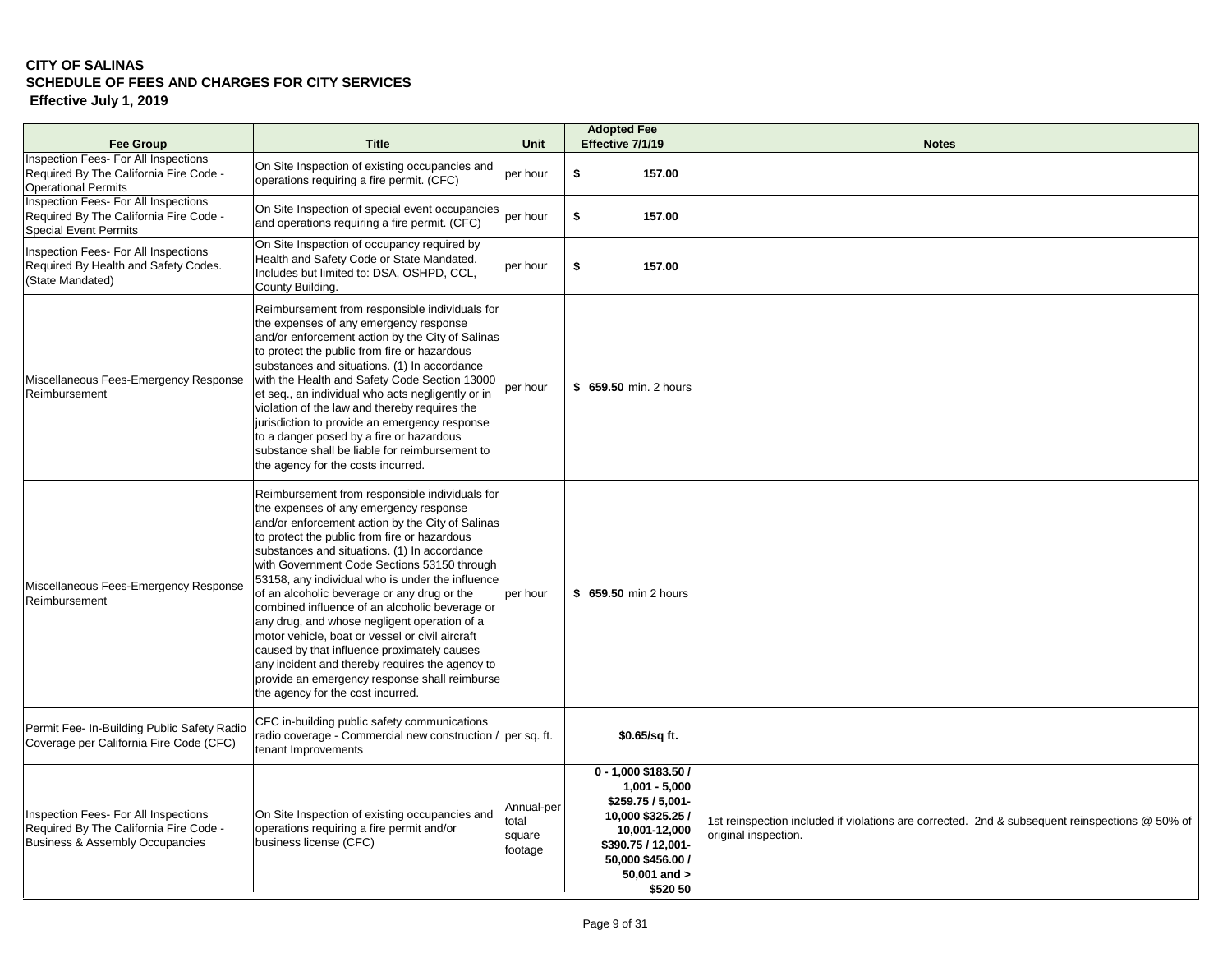**CITY OF SALINAS**
**SCHEDULE OF FEES AND CHARGES FOR CITY SERVICES**
**Effective July 1, 2019**

| Fee Group | Title | Unit | Adopted Fee Effective 7/1/19 | Notes |
|---|---|---|---|---|
| Inspection Fees- For All Inspections Required By The California Fire Code - Operational Permits | On Site Inspection of existing occupancies and operations requiring a fire permit. (CFC) | per hour | **$ 157.00** | |
| Inspection Fees- For All Inspections Required By The California Fire Code - Special Event Permits | On Site Inspection of special event occupancies and operations requiring a fire permit. (CFC) | per hour | **$ 157.00** | |
| Inspection Fees- For All Inspections Required By Health and Safety Codes. (State Mandated) | On Site Inspection of occupancy required by Health and Safety Code or State Mandated. Includes but limited to: DSA, OSHPD, CCL, County Building. | per hour | **$ 157.00** | |
| Miscellaneous Fees-Emergency Response Reimbursement | Reimbursement from responsible individuals for the expenses of any emergency response and/or enforcement action by the City of Salinas to protect the public from fire or hazardous substances and situations. (1) In accordance with the Health and Safety Code Section 13000 et seq., an individual who acts negligently or in violation of the law and thereby requires the jurisdiction to provide an emergency response to a danger posed by a fire or hazardous substance shall be liable for reimbursement to the agency for the costs incurred. | per hour | **$ 659.50** min. 2 hours | |
| Miscellaneous Fees-Emergency Response Reimbursement | Reimbursement from responsible individuals for the expenses of any emergency response and/or enforcement action by the City of Salinas to protect the public from fire or hazardous substances and situations. (1) In accordance with Government Code Sections 53150 through 53158, any individual who is under the influence of an alcoholic beverage or any drug or the combined influence of an alcoholic beverage or any drug, and whose negligent operation of a motor vehicle, boat or vessel or civil aircraft caused by that influence proximately causes any incident and thereby requires the agency to provide an emergency response shall reimburse the agency for the cost incurred. | per hour | **$ 659.50** min 2 hours | |
| Permit Fee- In-Building Public Safety Radio Coverage per California Fire Code (CFC) | CFC in-building public safety communications radio coverage - Commercial new construction / tenant Improvements | per sq. ft. | **$0.65/sq ft.** | |
| Inspection Fees- For All Inspections Required By The California Fire Code - Business & Assembly Occupancies | On Site Inspection of existing occupancies and operations requiring a fire permit and/or business license (CFC) | Annual-per total square footage | **0 - 1,000 $183.50 / 1,001 - 5,000 $259.75 / 5,001-10,000 $325.25 / 10,001-12,000 $390.75 / 12,001-50,000 $456.00 / 50,001 and > $520 50** | 1st reinspection included if violations are corrected. 2nd & subsequent reinspections @ 50% of original inspection. |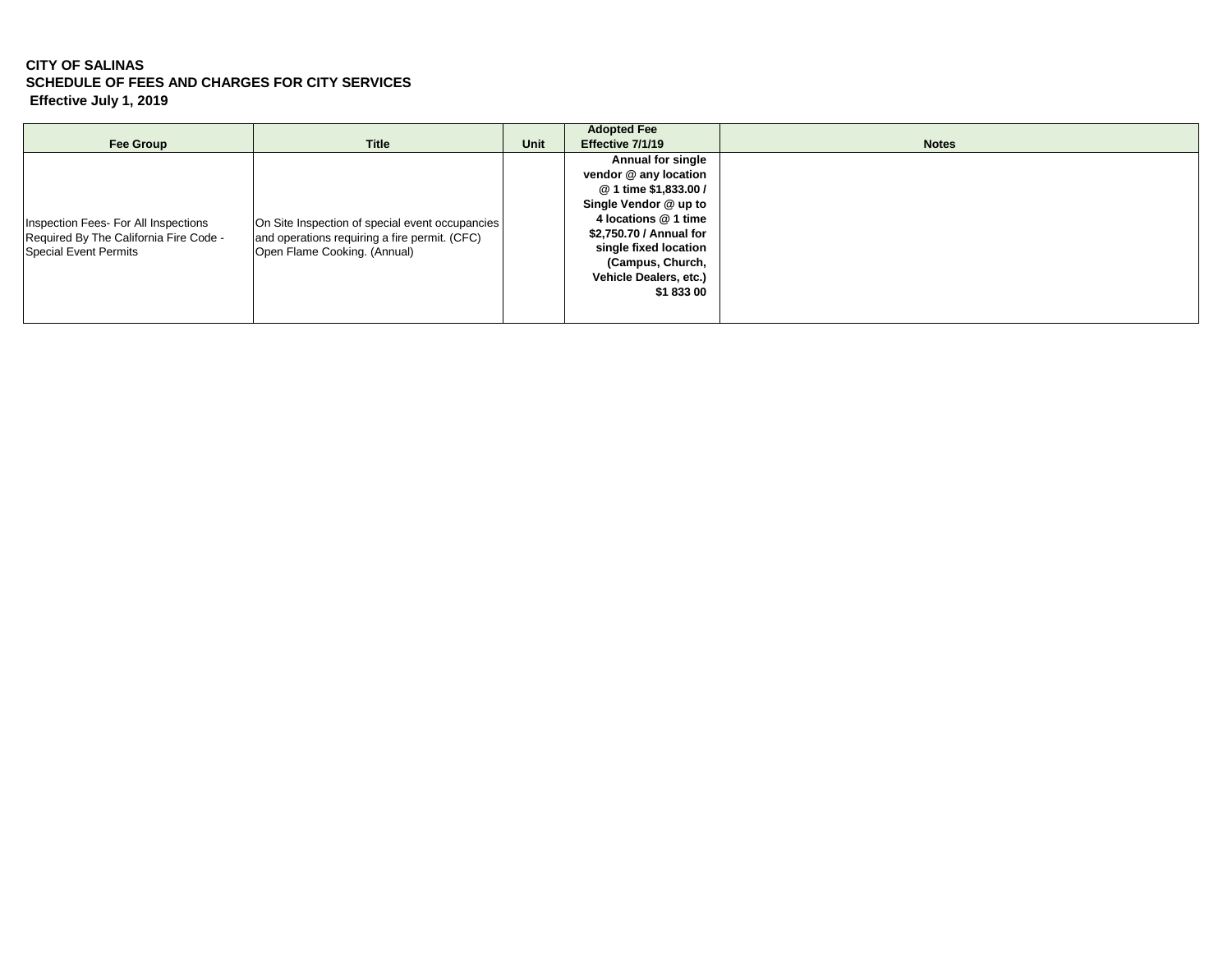**CITY OF SALINAS**
**SCHEDULE OF FEES AND CHARGES FOR CITY SERVICES**
**Effective July 1, 2019**

| Fee Group | Title | Unit | Adopted Fee Effective 7/1/19 | Notes |
|---|---|---|---|---|
| Inspection Fees- For All Inspections Required By The California Fire Code - Special Event Permits | On Site Inspection of special event occupancies and operations requiring a fire permit. (CFC) Open Flame Cooking. (Annual) | | **Annual for single vendor @ any location @ 1 time $1,833.00 / Single Vendor @ up to 4 locations @ 1 time $2,750.70 / Annual for single fixed location (Campus, Church, Vehicle Dealers, etc.) $1 833 00** | |